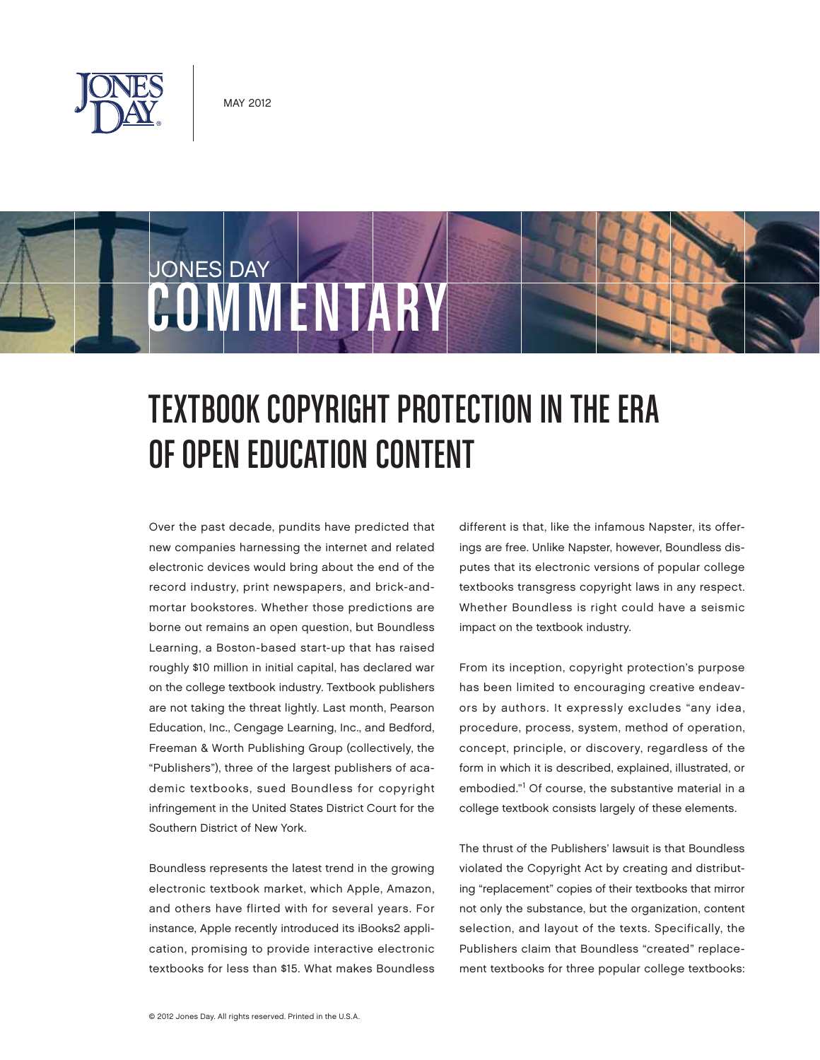MAY 2012

JONES DAY COMMENTARY

# TEXTBOOK COPYRIGHT PROTECTION IN THE ERA OF OPEN EDUCATION CONTENT

Over the past decade, pundits have predicted that new companies harnessing the internet and related electronic devices would bring about the end of the record industry, print newspapers, and brick-and-mortar bookstores. Whether those predictions are borne out remains an open question, but Boundless Learning, a Boston-based start-up that has raised roughly $10 million in initial capital, has declared war on the college textbook industry. Textbook publishers are not taking the threat lightly. Last month, Pearson Education, Inc., Cengage Learning, Inc., and Bedford, Freeman & Worth Publishing Group (collectively, the "Publishers"), three of the largest publishers of academic textbooks, sued Boundless for copyright infringement in the United States District Court for the Southern District of New York.

Boundless represents the latest trend in the growing electronic textbook market, which Apple, Amazon, and others have flirted with for several years. For instance, Apple recently introduced its iBooks2 application, promising to provide interactive electronic textbooks for less than $15. What makes Boundless different is that, like the infamous Napster, its offerings are free. Unlike Napster, however, Boundless disputes that its electronic versions of popular college textbooks transgress copyright laws in any respect. Whether Boundless is right could have a seismic impact on the textbook industry.

From its inception, copyright protection's purpose has been limited to encouraging creative endeavors by authors. It expressly excludes "any idea, procedure, process, system, method of operation, concept, principle, or discovery, regardless of the form in which it is described, explained, illustrated, or embodied."[1] Of course, the substantive material in a college textbook consists largely of these elements.

The thrust of the Publishers' lawsuit is that Boundless violated the Copyright Act by creating and distributing "replacement" copies of their textbooks that mirror not only the substance, but the organization, content selection, and layout of the texts. Specifically, the Publishers claim that Boundless "created" replacement textbooks for three popular college textbooks:

© 2012 Jones Day. All rights reserved. Printed in the U.S.A.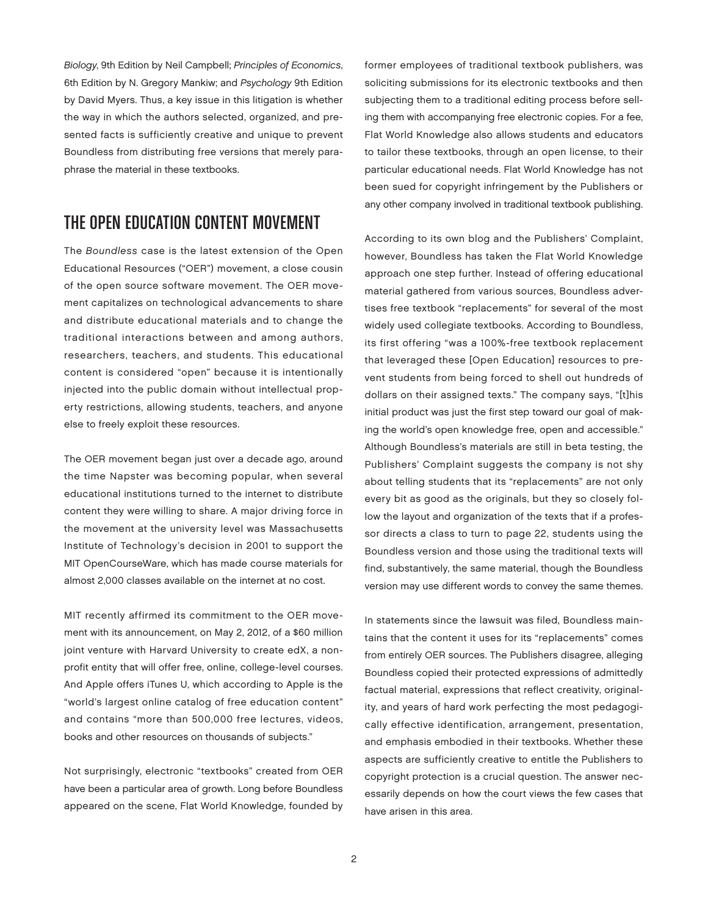*Biology*, 9th Edition by Neil Campbell; *Principles of Economics*, 6th Edition by N. Gregory Mankiw; and *Psychology* 9th Edition by David Myers. Thus, a key issue in this litigation is whether the way in which the authors selected, organized, and presented facts is sufficiently creative and unique to prevent Boundless from distributing free versions that merely paraphrase the material in these textbooks.

## THE OPEN EDUCATION CONTENT MOVEMENT

The *Boundless* case is the latest extension of the Open Educational Resources ("OER") movement, a close cousin of the open source software movement. The OER movement capitalizes on technological advancements to share and distribute educational materials and to change the traditional interactions between and among authors, researchers, teachers, and students. This educational content is considered "open" because it is intentionally injected into the public domain without intellectual property restrictions, allowing students, teachers, and anyone else to freely exploit these resources.

The OER movement began just over a decade ago, around the time Napster was becoming popular, when several educational institutions turned to the internet to distribute content they were willing to share. A major driving force in the movement at the university level was Massachusetts Institute of Technology's decision in 2001 to support the MIT OpenCourseWare, which has made course materials for almost 2,000 classes available on the internet at no cost.

MIT recently affirmed its commitment to the OER movement with its announcement, on May 2, 2012, of a $60 million joint venture with Harvard University to create edX, a nonprofit entity that will offer free, online, college-level courses. And Apple offers iTunes U, which according to Apple is the "world's largest online catalog of free education content" and contains "more than 500,000 free lectures, videos, books and other resources on thousands of subjects."

Not surprisingly, electronic "textbooks" created from OER have been a particular area of growth. Long before Boundless appeared on the scene, Flat World Knowledge, founded by former employees of traditional textbook publishers, was soliciting submissions for its electronic textbooks and then subjecting them to a traditional editing process before selling them with accompanying free electronic copies. For a fee, Flat World Knowledge also allows students and educators to tailor these textbooks, through an open license, to their particular educational needs. Flat World Knowledge has not been sued for copyright infringement by the Publishers or any other company involved in traditional textbook publishing.

According to its own blog and the Publishers' Complaint, however, Boundless has taken the Flat World Knowledge approach one step further. Instead of offering educational material gathered from various sources, Boundless advertises free textbook "replacements" for several of the most widely used collegiate textbooks. According to Boundless, its first offering "was a 100%-free textbook replacement that leveraged these [Open Education] resources to prevent students from being forced to shell out hundreds of dollars on their assigned texts." The company says, "[t]his initial product was just the first step toward our goal of making the world's open knowledge free, open and accessible." Although Boundless's materials are still in beta testing, the Publishers' Complaint suggests the company is not shy about telling students that its "replacements" are not only every bit as good as the originals, but they so closely follow the layout and organization of the texts that if a professor directs a class to turn to page 22, students using the Boundless version and those using the traditional texts will find, substantively, the same material, though the Boundless version may use different words to convey the same themes.

In statements since the lawsuit was filed, Boundless maintains that the content it uses for its "replacements" comes from entirely OER sources. The Publishers disagree, alleging Boundless copied their protected expressions of admittedly factual material, expressions that reflect creativity, originality, and years of hard work perfecting the most pedagogically effective identification, arrangement, presentation, and emphasis embodied in their textbooks. Whether these aspects are sufficiently creative to entitle the Publishers to copyright protection is a crucial question. The answer necessarily depends on how the court views the few cases that have arisen in this area.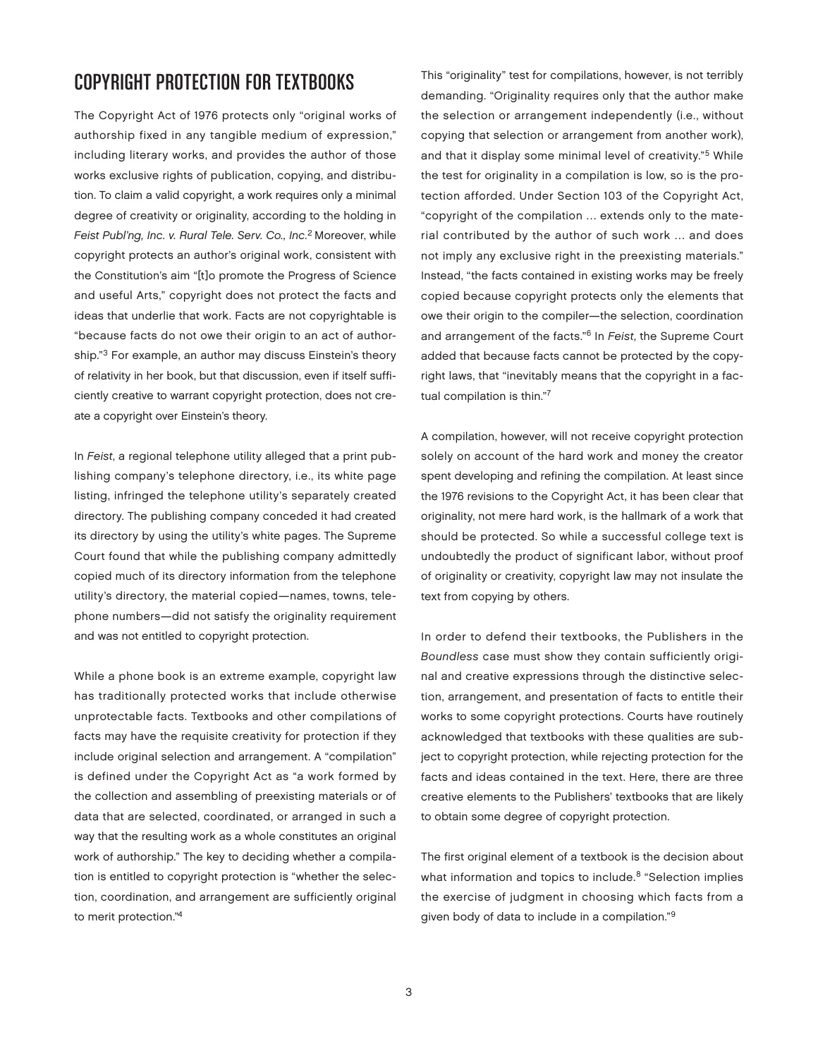## COPYRIGHT PROTECTION FOR TEXTBOOKS

The Copyright Act of 1976 protects only "original works of authorship fixed in any tangible medium of expression," including literary works, and provides the author of those works exclusive rights of publication, copying, and distribution. To claim a valid copyright, a work requires only a minimal degree of creativity or originality, according to the holding in *Feist Publ'ng, Inc. v. Rural Tele. Serv. Co., Inc.*[2] Moreover, while copyright protects an author's original work, consistent with the Constitution's aim "[t]o promote the Progress of Science and useful Arts," copyright does not protect the facts and ideas that underlie that work. Facts are not copyrightable is "because facts do not owe their origin to an act of authorship."[3] For example, an author may discuss Einstein's theory of relativity in her book, but that discussion, even if itself sufficiently creative to warrant copyright protection, does not create a copyright over Einstein's theory.

In *Feist*, a regional telephone utility alleged that a print publishing company's telephone directory, i.e., its white page listing, infringed the telephone utility's separately created directory. The publishing company conceded it had created its directory by using the utility's white pages. The Supreme Court found that while the publishing company admittedly copied much of its directory information from the telephone utility's directory, the material copied—names, towns, telephone numbers—did not satisfy the originality requirement and was not entitled to copyright protection.

While a phone book is an extreme example, copyright law has traditionally protected works that include otherwise unprotectable facts. Textbooks and other compilations of facts may have the requisite creativity for protection if they include original selection and arrangement. A "compilation" is defined under the Copyright Act as "a work formed by the collection and assembling of preexisting materials or of data that are selected, coordinated, or arranged in such a way that the resulting work as a whole constitutes an original work of authorship." The key to deciding whether a compilation is entitled to copyright protection is "whether the selection, coordination, and arrangement are sufficiently original to merit protection."[4]

This "originality" test for compilations, however, is not terribly demanding. "Originality requires only that the author make the selection or arrangement independently (i.e., without copying that selection or arrangement from another work), and that it display some minimal level of creativity."[5] While the test for originality in a compilation is low, so is the protection afforded. Under Section 103 of the Copyright Act, "copyright of the compilation ... extends only to the material contributed by the author of such work ... and does not imply any exclusive right in the preexisting materials." Instead, "the facts contained in existing works may be freely copied because copyright protects only the elements that owe their origin to the compiler—the selection, coordination and arrangement of the facts."[6] In *Feist*, the Supreme Court added that because facts cannot be protected by the copyright laws, that "inevitably means that the copyright in a factual compilation is thin."[7]

A compilation, however, will not receive copyright protection solely on account of the hard work and money the creator spent developing and refining the compilation. At least since the 1976 revisions to the Copyright Act, it has been clear that originality, not mere hard work, is the hallmark of a work that should be protected. So while a successful college text is undoubtedly the product of significant labor, without proof of originality or creativity, copyright law may not insulate the text from copying by others.

In order to defend their textbooks, the Publishers in the *Boundless* case must show they contain sufficiently original and creative expressions through the distinctive selection, arrangement, and presentation of facts to entitle their works to some copyright protections. Courts have routinely acknowledged that textbooks with these qualities are subject to copyright protection, while rejecting protection for the facts and ideas contained in the text. Here, there are three creative elements to the Publishers' textbooks that are likely to obtain some degree of copyright protection.

The first original element of a textbook is the decision about what information and topics to include.[8] "Selection implies the exercise of judgment in choosing which facts from a given body of data to include in a compilation."[9]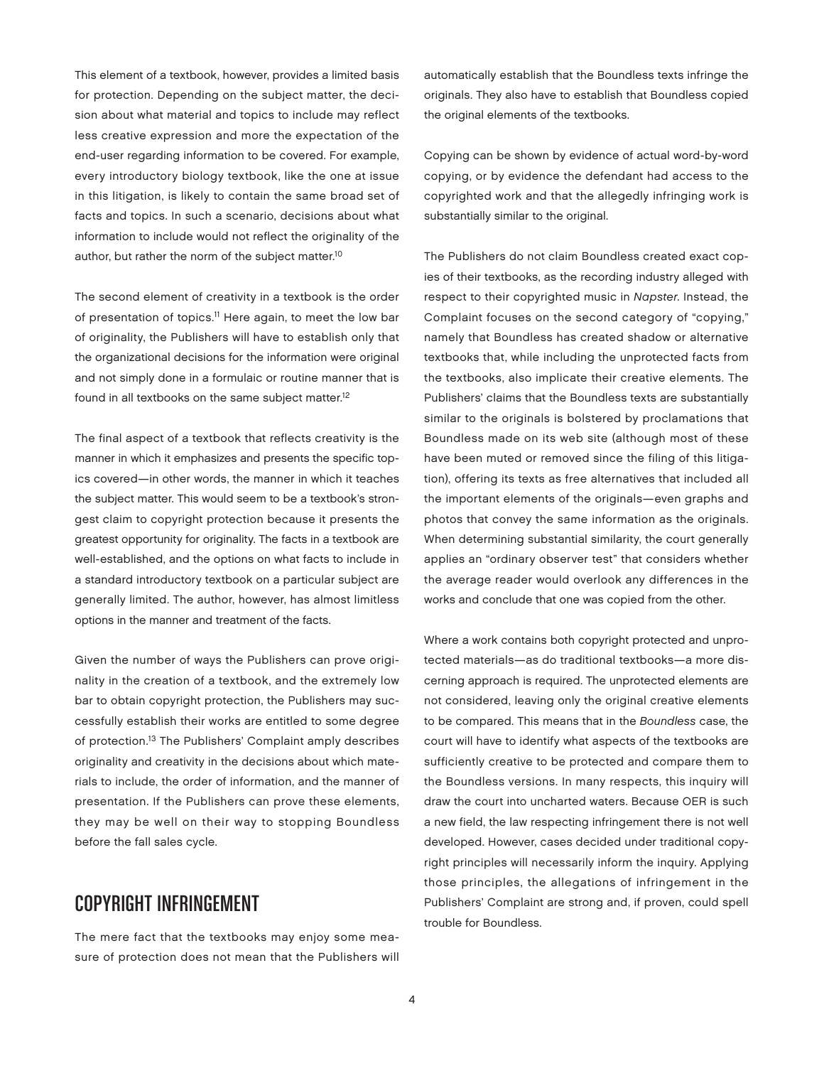This element of a textbook, however, provides a limited basis for protection. Depending on the subject matter, the decision about what material and topics to include may reflect less creative expression and more the expectation of the end-user regarding information to be covered. For example, every introductory biology textbook, like the one at issue in this litigation, is likely to contain the same broad set of facts and topics. In such a scenario, decisions about what information to include would not reflect the originality of the author, but rather the norm of the subject matter.[10]

The second element of creativity in a textbook is the order of presentation of topics.[11] Here again, to meet the low bar of originality, the Publishers will have to establish only that the organizational decisions for the information were original and not simply done in a formulaic or routine manner that is found in all textbooks on the same subject matter.[12]

The final aspect of a textbook that reflects creativity is the manner in which it emphasizes and presents the specific topics covered—in other words, the manner in which it teaches the subject matter. This would seem to be a textbook's strongest claim to copyright protection because it presents the greatest opportunity for originality. The facts in a textbook are well-established, and the options on what facts to include in a standard introductory textbook on a particular subject are generally limited. The author, however, has almost limitless options in the manner and treatment of the facts.

Given the number of ways the Publishers can prove originality in the creation of a textbook, and the extremely low bar to obtain copyright protection, the Publishers may successfully establish their works are entitled to some degree of protection.[13] The Publishers' Complaint amply describes originality and creativity in the decisions about which materials to include, the order of information, and the manner of presentation. If the Publishers can prove these elements, they may be well on their way to stopping Boundless before the fall sales cycle.

## COPYRIGHT INFRINGEMENT

The mere fact that the textbooks may enjoy some measure of protection does not mean that the Publishers will automatically establish that the Boundless texts infringe the originals. They also have to establish that Boundless copied the original elements of the textbooks.

Copying can be shown by evidence of actual word-by-word copying, or by evidence the defendant had access to the copyrighted work and that the allegedly infringing work is substantially similar to the original.

The Publishers do not claim Boundless created exact copies of their textbooks, as the recording industry alleged with respect to their copyrighted music in *Napster*. Instead, the Complaint focuses on the second category of "copying," namely that Boundless has created shadow or alternative textbooks that, while including the unprotected facts from the textbooks, also implicate their creative elements. The Publishers' claims that the Boundless texts are substantially similar to the originals is bolstered by proclamations that Boundless made on its web site (although most of these have been muted or removed since the filing of this litigation), offering its texts as free alternatives that included all the important elements of the originals—even graphs and photos that convey the same information as the originals. When determining substantial similarity, the court generally applies an "ordinary observer test" that considers whether the average reader would overlook any differences in the works and conclude that one was copied from the other.

Where a work contains both copyright protected and unprotected materials—as do traditional textbooks—a more discerning approach is required. The unprotected elements are not considered, leaving only the original creative elements to be compared. This means that in the *Boundless* case, the court will have to identify what aspects of the textbooks are sufficiently creative to be protected and compare them to the Boundless versions. In many respects, this inquiry will draw the court into uncharted waters. Because OER is such a new field, the law respecting infringement there is not well developed. However, cases decided under traditional copyright principles will necessarily inform the inquiry. Applying those principles, the allegations of infringement in the Publishers' Complaint are strong and, if proven, could spell trouble for Boundless.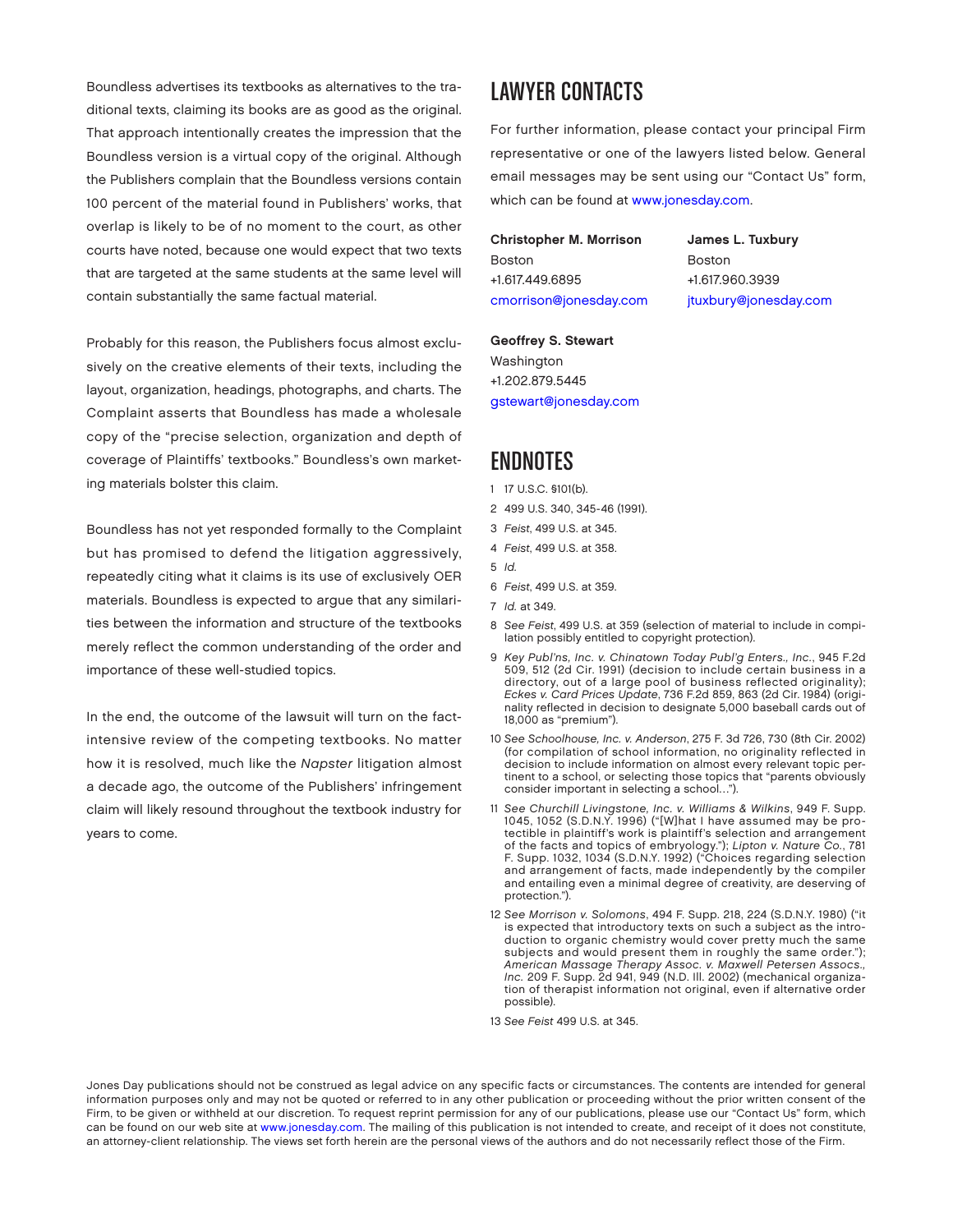Boundless advertises its textbooks as alternatives to the traditional texts, claiming its books are as good as the original. That approach intentionally creates the impression that the Boundless version is a virtual copy of the original. Although the Publishers complain that the Boundless versions contain 100 percent of the material found in Publishers' works, that overlap is likely to be of no moment to the court, as other courts have noted, because one would expect that two texts that are targeted at the same students at the same level will contain substantially the same factual material.

Probably for this reason, the Publishers focus almost exclusively on the creative elements of their texts, including the layout, organization, headings, photographs, and charts. The Complaint asserts that Boundless has made a wholesale copy of the "precise selection, organization and depth of coverage of Plaintiffs' textbooks." Boundless's own marketing materials bolster this claim.

Boundless has not yet responded formally to the Complaint but has promised to defend the litigation aggressively, repeatedly citing what it claims is its use of exclusively OER materials. Boundless is expected to argue that any similarities between the information and structure of the textbooks merely reflect the common understanding of the order and importance of these well-studied topics.

In the end, the outcome of the lawsuit will turn on the fact-intensive review of the competing textbooks. No matter how it is resolved, much like the *Napster* litigation almost a decade ago, the outcome of the Publishers' infringement claim will likely resound throughout the textbook industry for years to come.

## LAWYER CONTACTS

For further information, please contact your principal Firm representative or one of the lawyers listed below. General email messages may be sent using our "Contact Us" form, which can be found at www.jonesday.com.

**Christopher M. Morrison**
Boston
+1.617.449.6895
cmorrison@jonesday.com

**James L. Tuxbury**
Boston
+1.617.960.3939
jtuxbury@jonesday.com

**Geoffrey S. Stewart**
Washington
+1.202.879.5445
gstewart@jonesday.com

## ENDNOTES

1. 17 U.S.C. §101(b).
2. 499 U.S. 340, 345-46 (1991).
3. *Feist*, 499 U.S. at 345.
4. *Feist*, 499 U.S. at 358.
5. *Id.*
6. *Feist*, 499 U.S. at 359.
7. *Id.* at 349.
8. *See Feist*, 499 U.S. at 359 (selection of material to include in compilation possibly entitled to copyright protection).
9. *Key Publ'ns, Inc. v. Chinatown Today Publ'g Enters., Inc.*, 945 F.2d 509, 512 (2d Cir. 1991) (decision to include certain business in a directory, out of a large pool of business reflected originality); *Eckes v. Card Prices Update*, 736 F.2d 859, 863 (2d Cir. 1984) (originality reflected in decision to designate 5,000 baseball cards out of 18,000 as "premium").
10. *See Schoolhouse, Inc. v. Anderson*, 275 F. 3d 726, 730 (8th Cir. 2002) (for compilation of school information, no originality reflected in decision to include information on almost every relevant topic pertinent to a school, or selecting those topics that "parents obviously consider important in selecting a school…").
11. *See Churchill Livingstone, Inc. v. Williams & Wilkins*, 949 F. Supp. 1045, 1052 (S.D.N.Y. 1996) ("[W]hat I have assumed may be protectible in plaintiff's work is plaintiff's selection and arrangement of the facts and topics of embryology."); *Lipton v. Nature Co.*, 781 F. Supp. 1032, 1034 (S.D.N.Y. 1992) ("Choices regarding selection and arrangement of facts, made independently by the compiler and entailing even a minimal degree of creativity, are deserving of protection.").
12. *See Morrison v. Solomons*, 494 F. Supp. 218, 224 (S.D.N.Y. 1980) ("it is expected that introductory texts on such a subject as the introduction to organic chemistry would cover pretty much the same subjects and would present them in roughly the same order."); *American Massage Therapy Assoc. v. Maxwell Petersen Assocs., Inc.* 209 F. Supp. 2d 941, 949 (N.D. Ill. 2002) (mechanical organization of therapist information not original, even if alternative order possible).
13. *See Feist* 499 U.S. at 345.

Jones Day publications should not be construed as legal advice on any specific facts or circumstances. The contents are intended for general information purposes only and may not be quoted or referred to in any other publication or proceeding without the prior written consent of the Firm, to be given or withheld at our discretion. To request reprint permission for any of our publications, please use our "Contact Us" form, which can be found on our web site at www.jonesday.com. The mailing of this publication is not intended to create, and receipt of it does not constitute, an attorney-client relationship. The views set forth herein are the personal views of the authors and do not necessarily reflect those of the Firm.